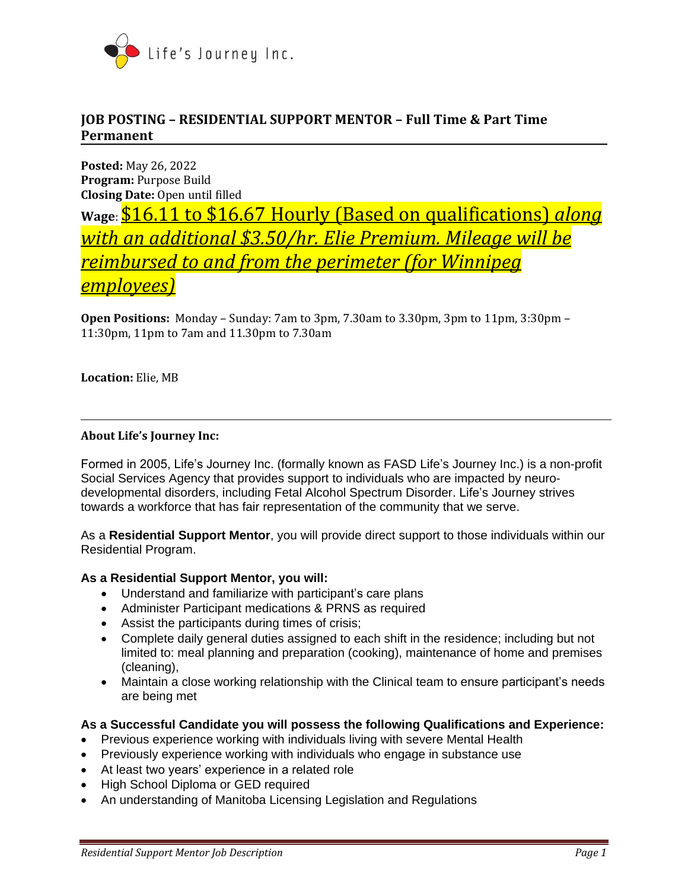Life's Journey Inc.

## JOB POSTING – RESIDENTIAL SUPPORT MENTOR – Full Time & Part Time Permanent

**Posted:** May 26, 2022
**Program:** Purpose Build
**Closing Date:** Open until filled
**Wage**: $16.11 to $16.67 Hourly (Based on qualifications) *along with an additional $3.50/hr. Elie Premium. Mileage will be reimbursed to and from the perimeter (for Winnipeg employees)*

**Open Positions:** Monday – Sunday: 7am to 3pm, 7.30am to 3.30pm, 3pm to 11pm, 3:30pm – 11:30pm, 11pm to 7am and 11.30pm to 7.30am

**Location:** Elie, MB

---

**About Life's Journey Inc:**

Formed in 2005, Life's Journey Inc. (formally known as FASD Life's Journey Inc.) is a non-profit Social Services Agency that provides support to individuals who are impacted by neuro-developmental disorders, including Fetal Alcohol Spectrum Disorder. Life's Journey strives towards a workforce that has fair representation of the community that we serve.

As a **Residential Support Mentor**, you will provide direct support to those individuals within our Residential Program.

**As a Residential Support Mentor, you will:**

- Understand and familiarize with participant's care plans
- Administer Participant medications & PRNS as required
- Assist the participants during times of crisis;
- Complete daily general duties assigned to each shift in the residence; including but not limited to: meal planning and preparation (cooking), maintenance of home and premises (cleaning),
- Maintain a close working relationship with the Clinical team to ensure participant's needs are being met

**As a Successful Candidate you will possess the following Qualifications and Experience:**

- Previous experience working with individuals living with severe Mental Health
- Previously experience working with individuals who engage in substance use
- At least two years' experience in a related role
- High School Diploma or GED required
- An understanding of Manitoba Licensing Legislation and Regulations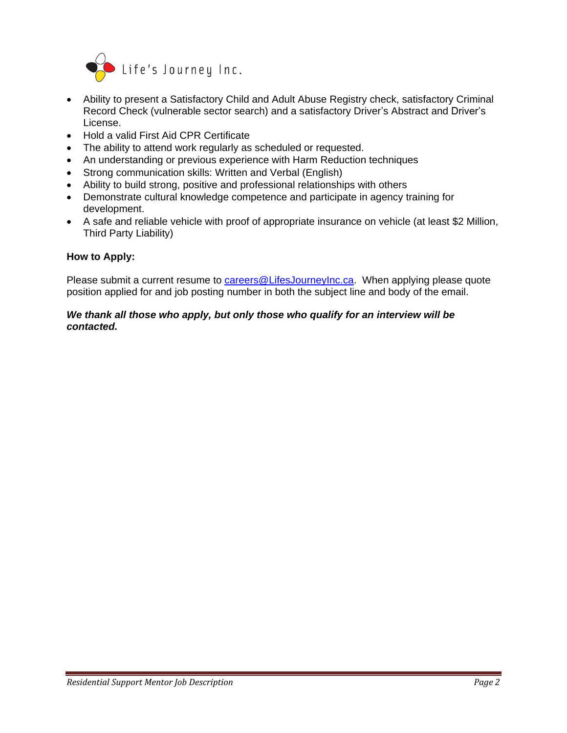- Ability to present a Satisfactory Child and Adult Abuse Registry check, satisfactory Criminal Record Check (vulnerable sector search) and a satisfactory Driver's Abstract and Driver's License.
- Hold a valid First Aid CPR Certificate
- The ability to attend work regularly as scheduled or requested.
- An understanding or previous experience with Harm Reduction techniques
- Strong communication skills: Written and Verbal (English)
- Ability to build strong, positive and professional relationships with others
- Demonstrate cultural knowledge competence and participate in agency training for development.
- A safe and reliable vehicle with proof of appropriate insurance on vehicle (at least $2 Million, Third Party Liability)

**How to Apply:**

Please submit a current resume to careers@LifesJourneyInc.ca. When applying please quote position applied for and job posting number in both the subject line and body of the email.

***We thank all those who apply, but only those who qualify for an interview will be contacted.***